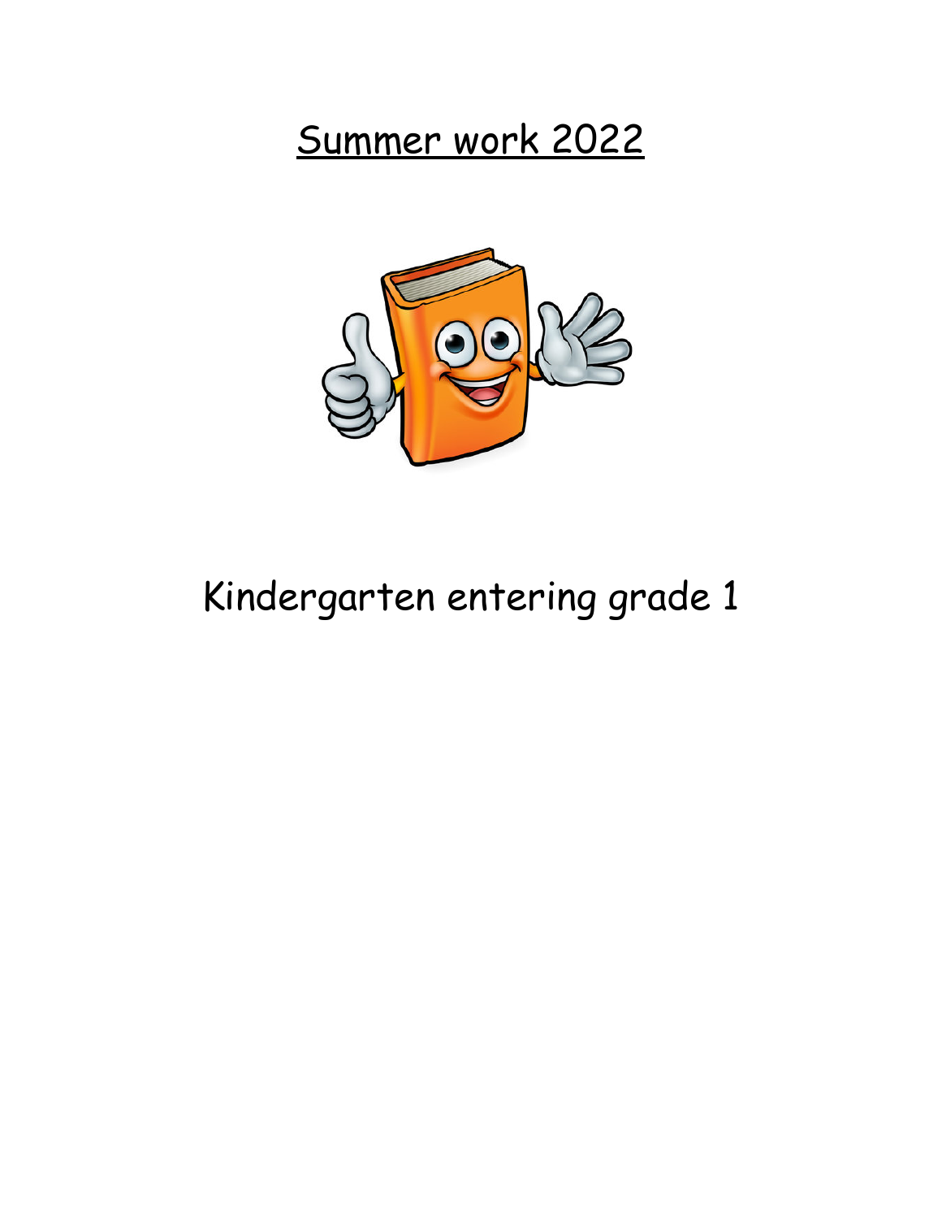# Summer work 2022

Kindergarten entering grade 1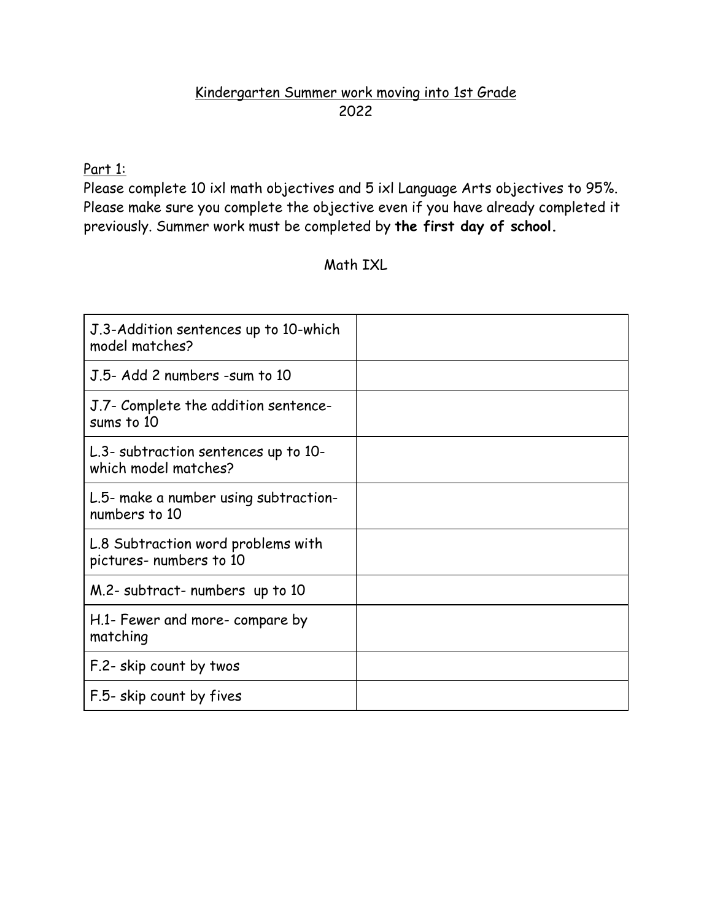<u>Kindergarten Summer work moving into 1st Grade</u>
2022

<u>Part 1:</u>

Please complete 10 ixl math objectives and 5 ixl Language Arts objectives to 95%. Please make sure you complete the objective even if you have already completed it previously. Summer work must be completed by **the first day of school.**

Math IXL

| | |
|---|---|
| J.3-Addition sentences up to 10-which model matches? | |
| J.5- Add 2 numbers -sum to 10 | |
| J.7- Complete the addition sentence- sums to 10 | |
| L.3- subtraction sentences up to 10- which model matches? | |
| L.5- make a number using subtraction- numbers to 10 | |
| L.8 Subtraction word problems with pictures- numbers to 10 | |
| M.2- subtract- numbers up to 10 | |
| H.1- Fewer and more- compare by matching | |
| F.2- skip count by twos | |
| F.5- skip count by fives | |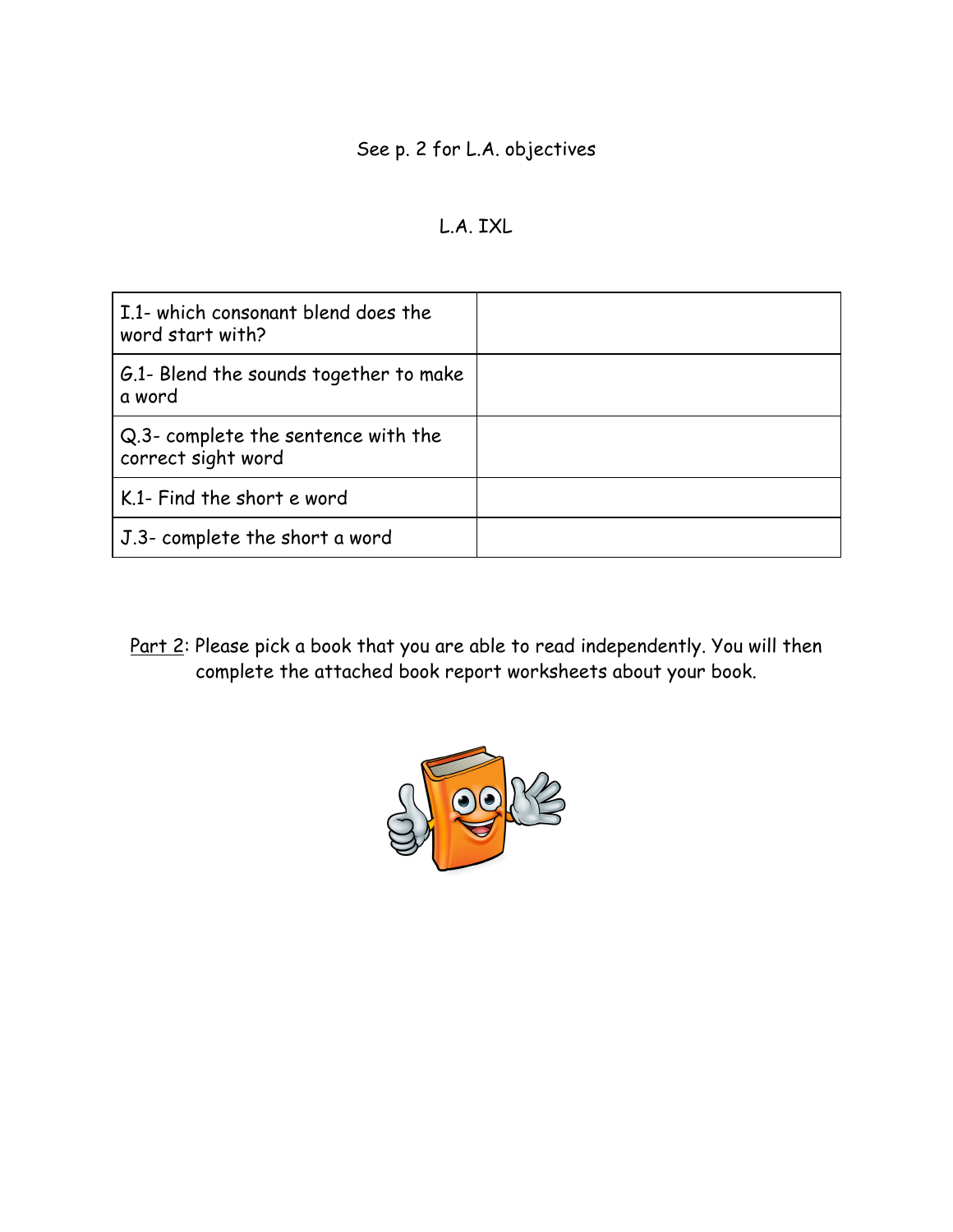See p. 2 for L.A. objectives

L.A. IXL

| | |
|---|---|
| I.1- which consonant blend does the word start with? | |
| G.1- Blend the sounds together to make a word | |
| Q.3- complete the sentence with the correct sight word | |
| K.1- Find the short e word | |
| J.3- complete the short a word | |

Part 2: Please pick a book that you are able to read independently. You will then complete the attached book report worksheets about your book.